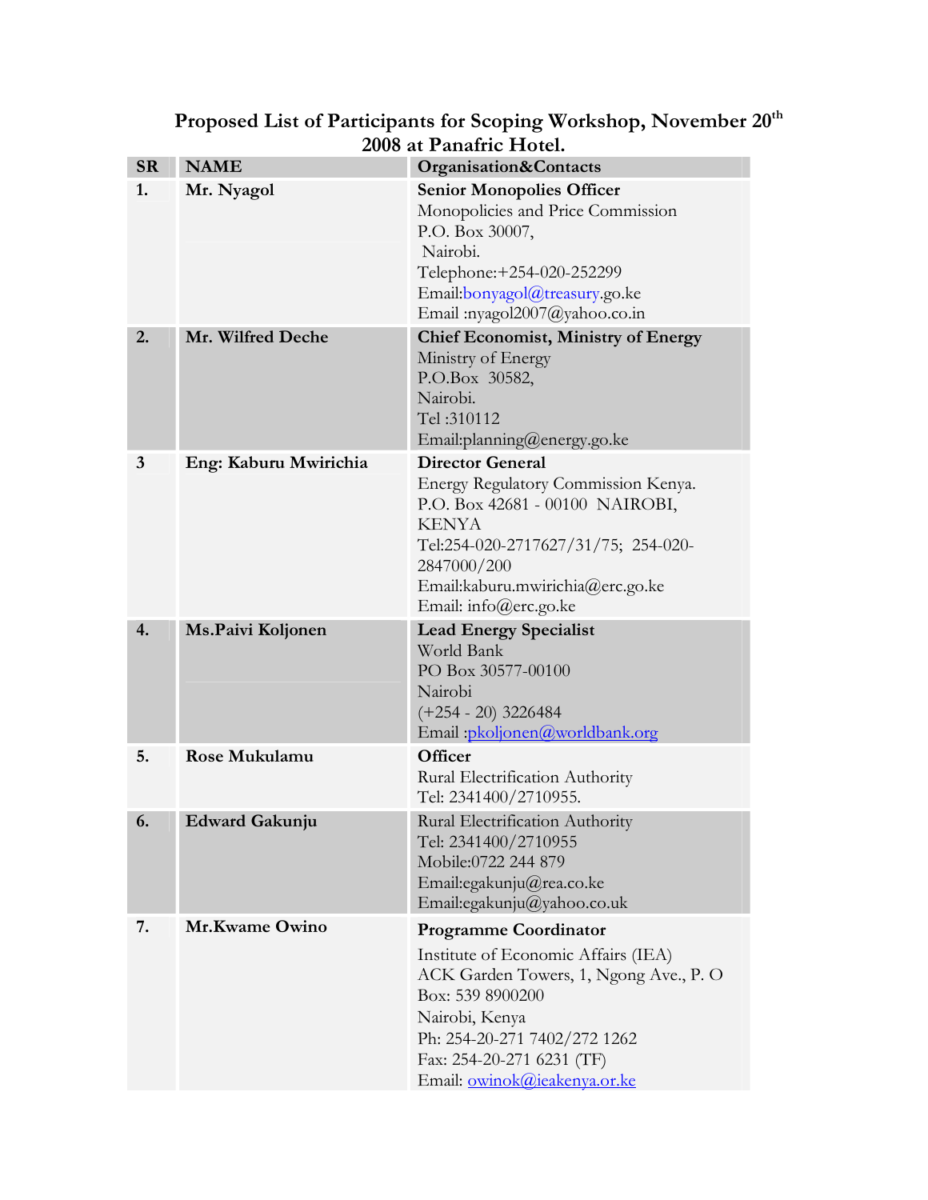# Proposed List of Participants for Scoping Workshop, November 20[th] 2008 at Panafric Hotel.

| SR | NAME | Organisation&Contacts |
|---|---|---|
| 1. | **Mr. Nyagol** | **Senior Monopolies Officer**<br>Monopolicies and Price Commission<br>P.O. Box 30007,<br>Nairobi.<br>Telephone:+254-020-252299<br>Email:bonyagol@treasury.go.ke<br>Email :nyagol2007@yahoo.co.in |
| 2. | **Mr. Wilfred Deche** | **Chief Economist, Ministry of Energy**<br>Ministry of Energy<br>P.O.Box 30582,<br>Nairobi.<br>Tel :310112<br>Email:planning@energy.go.ke |
| 3 | **Eng: Kaburu Mwirichia** | **Director General**<br>Energy Regulatory Commission Kenya.<br>P.O. Box 42681 - 00100 NAIROBI, KENYA<br>Tel:254-020-2717627/31/75; 254-020-2847000/200<br>Email:kaburu.mwirichia@erc.go.ke<br>Email: info@erc.go.ke |
| 4. | **Ms.Paivi Koljonen** | **Lead Energy Specialist**<br>World Bank<br>PO Box 30577-00100<br>Nairobi<br>(+254 - 20) 3226484<br>Email :pkoljonen@worldbank.org |
| 5. | **Rose Mukulamu** | **Officer**<br>Rural Electrification Authority<br>Tel: 2341400/2710955. |
| 6. | **Edward Gakunju** | Rural Electrification Authority<br>Tel: 2341400/2710955<br>Mobile:0722 244 879<br>Email:egakunju@rea.co.ke<br>Email:egakunju@yahoo.co.uk |
| 7. | **Mr.Kwame Owino** | **Programme Coordinator**<br>Institute of Economic Affairs (IEA)<br>ACK Garden Towers, 1, Ngong Ave., P. O Box: 539 8900200<br>Nairobi, Kenya<br>Ph: 254-20-271 7402/272 1262<br>Fax: 254-20-271 6231 (TF)<br>Email: owinok@ieakenya.or.ke |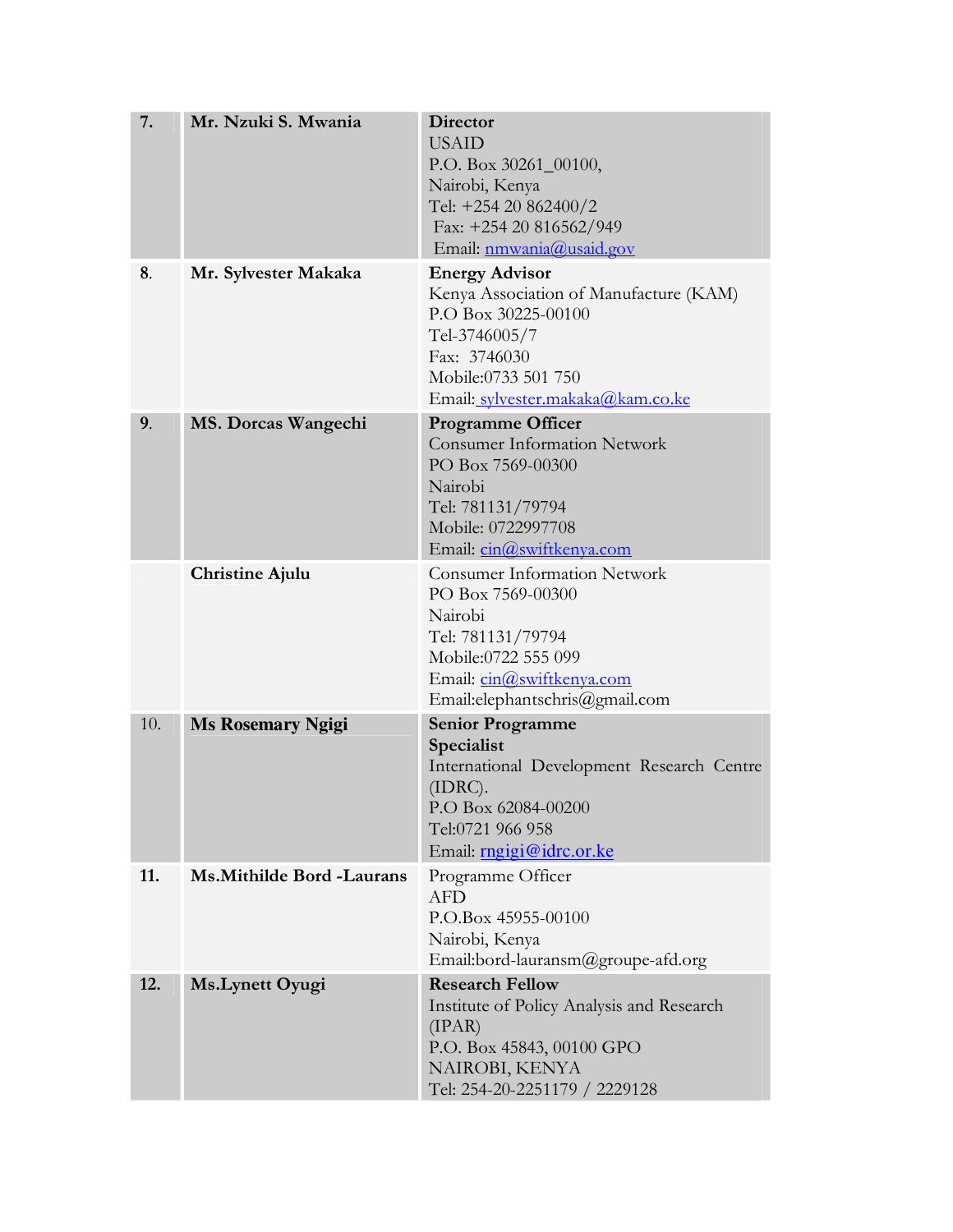| | | |
|---|---|---|
| **7.** | **Mr. Nzuki S. Mwania** | **Director**<br>USAID<br>P.O. Box 30261_00100,<br>Nairobi, Kenya<br>Tel: +254 20 862400/2<br>Fax: +254 20 816562/949<br>Email: nmwania@usaid.gov |
| 8. | **Mr. Sylvester Makaka** | **Energy Advisor**<br>Kenya Association of Manufacture (KAM)<br>P.O Box 30225-00100<br>Tel-3746005/7<br>Fax: 3746030<br>Mobile:0733 501 750<br>Email: sylvester.makaka@kam.co.ke |
| **9.** | **MS. Dorcas Wangechi** | **Programme Officer**<br>Consumer Information Network<br>PO Box 7569-00300<br>Nairobi<br>Tel: 781131/79794<br>Mobile: 0722997708<br>Email: cin@swiftkenya.com |
| | **Christine Ajulu** | Consumer Information Network<br>PO Box 7569-00300<br>Nairobi<br>Tel: 781131/79794<br>Mobile:0722 555 099<br>Email: cin@swiftkenya.com<br>Email:elephantschris@gmail.com |
| 10. | **Ms Rosemary Ngigi** | **Senior Programme Specialist**<br>International Development Research Centre (IDRC).<br>P.O Box 62084-00200<br>Tel:0721 966 958<br>Email: rngigi@idrc.or.ke |
| **11.** | **Ms.Mithilde Bord -Laurans** | Programme Officer<br>AFD<br>P.O.Box 45955-00100<br>Nairobi, Kenya<br>Email:bord-lauransm@groupe-afd.org |
| **12.** | **Ms.Lynett Oyugi** | **Research Fellow**<br>Institute of Policy Analysis and Research (IPAR)<br>P.O. Box 45843, 00100 GPO<br>NAIROBI, KENYA<br>Tel: 254-20-2251179 / 2229128 |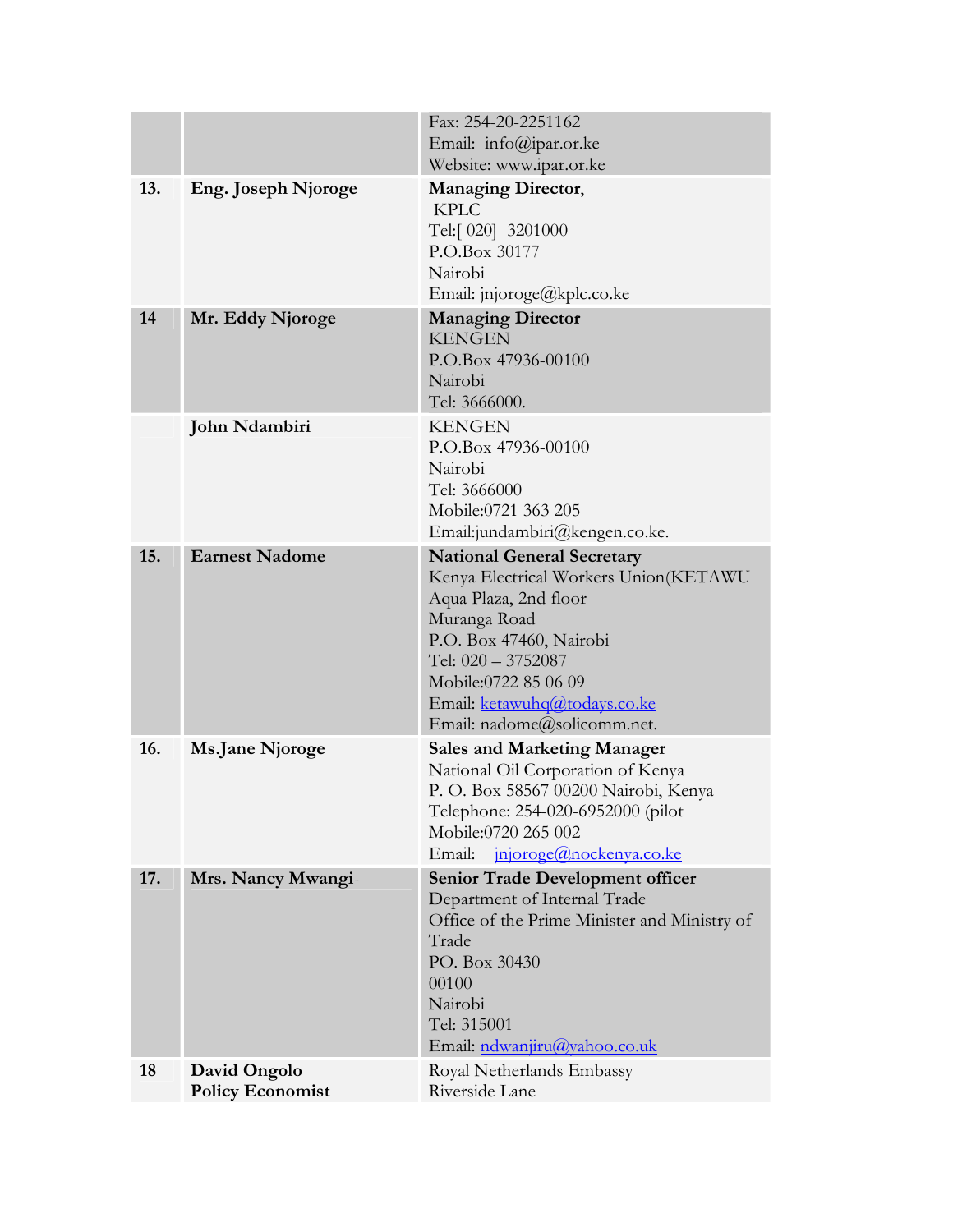| | | |
|---|---|---|
| | | Fax: 254-20-2251162<br>Email: info@ipar.or.ke<br>Website: www.ipar.or.ke |
| 13. | **Eng. Joseph Njoroge** | **Managing Director**,<br>KPLC<br>Tel:[ 020] 3201000<br>P.O.Box 30177<br>Nairobi<br>Email: jnjoroge@kplc.co.ke |
| 14 | **Mr. Eddy Njoroge** | **Managing Director**<br>KENGEN<br>P.O.Box 47936-00100<br>Nairobi<br>Tel: 3666000. |
| | **John Ndambiri** | KENGEN<br>P.O.Box 47936-00100<br>Nairobi<br>Tel: 3666000<br>Mobile:0721 363 205<br>Email:jundambiri@kengen.co.ke. |
| 15. | **Earnest Nadome** | **National General Secretary**<br>Kenya Electrical Workers Union(KETAWU<br>Aqua Plaza, 2nd floor<br>Muranga Road<br>P.O. Box 47460, Nairobi<br>Tel: 020 – 3752087<br>Mobile:0722 85 06 09<br>Email: ketawuhq@todays.co.ke<br>Email: nadome@solicomm.net. |
| 16. | **Ms.Jane Njoroge** | **Sales and Marketing Manager**<br>National Oil Corporation of Kenya<br>P. O. Box 58567 00200 Nairobi, Kenya<br>Telephone: 254-020-6952000 (pilot<br>Mobile:0720 265 002<br>Email: jnjoroge@nockenya.co.ke |
| 17. | **Mrs. Nancy Mwangi-** | **Senior Trade Development officer**<br>Department of Internal Trade<br>Office of the Prime Minister and Ministry of Trade<br>PO. Box 30430<br>00100<br>Nairobi<br>Tel: 315001<br>Email: ndwanjiru@yahoo.co.uk |
| 18 | **David Ongolo**<br>**Policy Economist** | Royal Netherlands Embassy<br>Riverside Lane |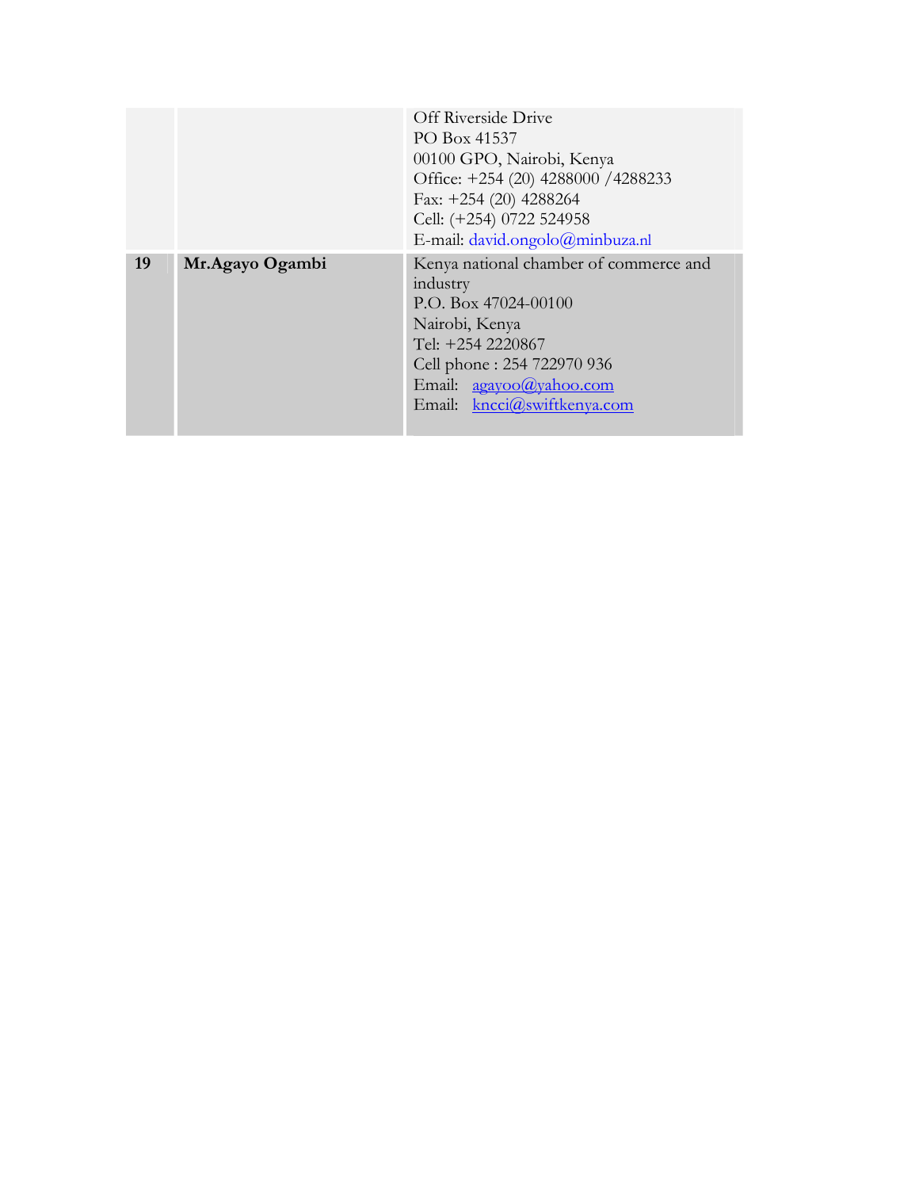| | | |
|---|---|---|
| | | Off Riverside Drive<br>PO Box 41537<br>00100 GPO, Nairobi, Kenya<br>Office: +254 (20) 4288000 /4288233<br>Fax: +254 (20) 4288264<br>Cell: (+254) 0722 524958<br>E-mail: david.ongolo@minbuza.nl |
| **19** | **Mr.Agayo Ogambi** | Kenya national chamber of commerce and industry<br>P.O. Box 47024-00100<br>Nairobi, Kenya<br>Tel: +254 2220867<br>Cell phone : 254 722970 936<br>Email: agayoo@yahoo.com<br>Email: kncci@swiftkenya.com |